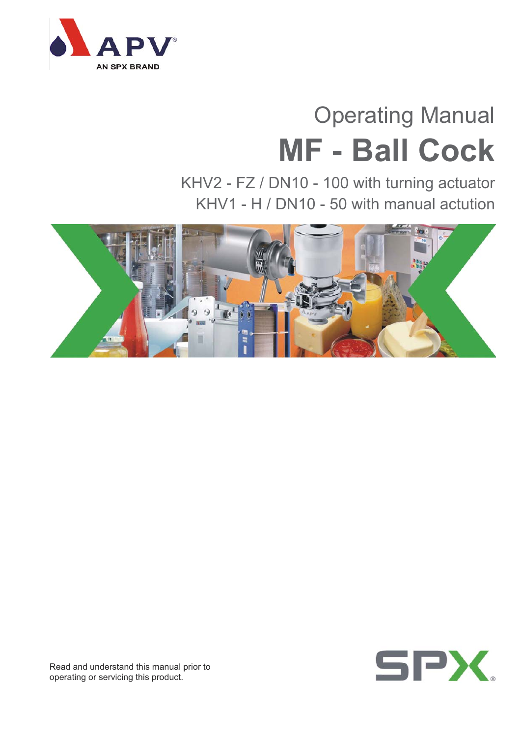APV
AN SPX BRAND

# Operating Manual

# MF - Ball Cock

KHV2 - FZ / DN10 - 100 with turning actuator
KHV1 - H / DN10 - 50 with manual actution

Read and understand this manual prior to operating or servicing this product.

SPX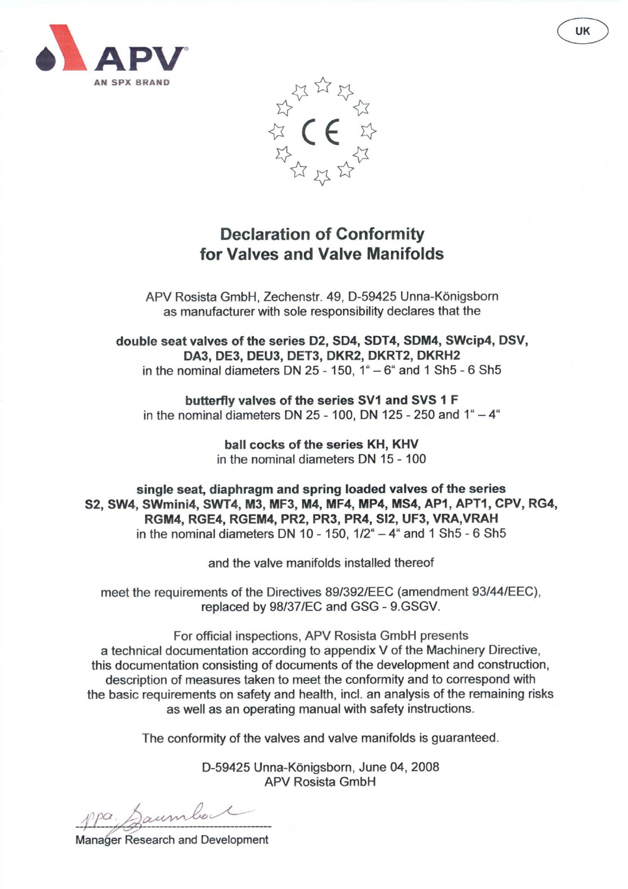APV

AN SPX BRAND

UK

# Declaration of Conformity for Valves and Valve Manifolds

APV Rosista GmbH, Zechenstr. 49, D-59425 Unna-Königsborn
as manufacturer with sole responsibility declares that the

**double seat valves of the series D2, SD4, SDT4, SDM4, SWcip4, DSV, DA3, DE3, DEU3, DET3, DKR2, DKRT2, DKRH2**
in the nominal diameters DN 25 - 150, 1" – 6" and 1 Sh5 - 6 Sh5

**butterfly valves of the series SV1 and SVS 1 F**
in the nominal diameters DN 25 - 100, DN 125 - 250 and 1" – 4"

**ball cocks of the series KH, KHV**
in the nominal diameters DN 15 - 100

**single seat, diaphragm and spring loaded valves of the series S2, SW4, SWmini4, SWT4, M3, MF3, M4, MF4, MP4, MS4, AP1, APT1, CPV, RG4, RGM4, RGE4, RGEM4, PR2, PR3, PR4, SI2, UF3, VRA,VRAH**
in the nominal diameters DN 10 - 150, 1/2" – 4" and 1 Sh5 - 6 Sh5

and the valve manifolds installed thereof

meet the requirements of the Directives 89/392/EEC (amendment 93/44/EEC), replaced by 98/37/EC and GSG - 9.GSGV.

For official inspections, APV Rosista GmbH presents a technical documentation according to appendix V of the Machinery Directive, this documentation consisting of documents of the development and construction, description of measures taken to meet the conformity and to correspond with the basic requirements on safety and health, incl. an analysis of the remaining risks as well as an operating manual with safety instructions.

The conformity of the valves and valve manifolds is guaranteed.

D-59425 Unna-Königsborn, June 04, 2008
APV Rosista GmbH

ppa. Baumbach

Manager Research and Development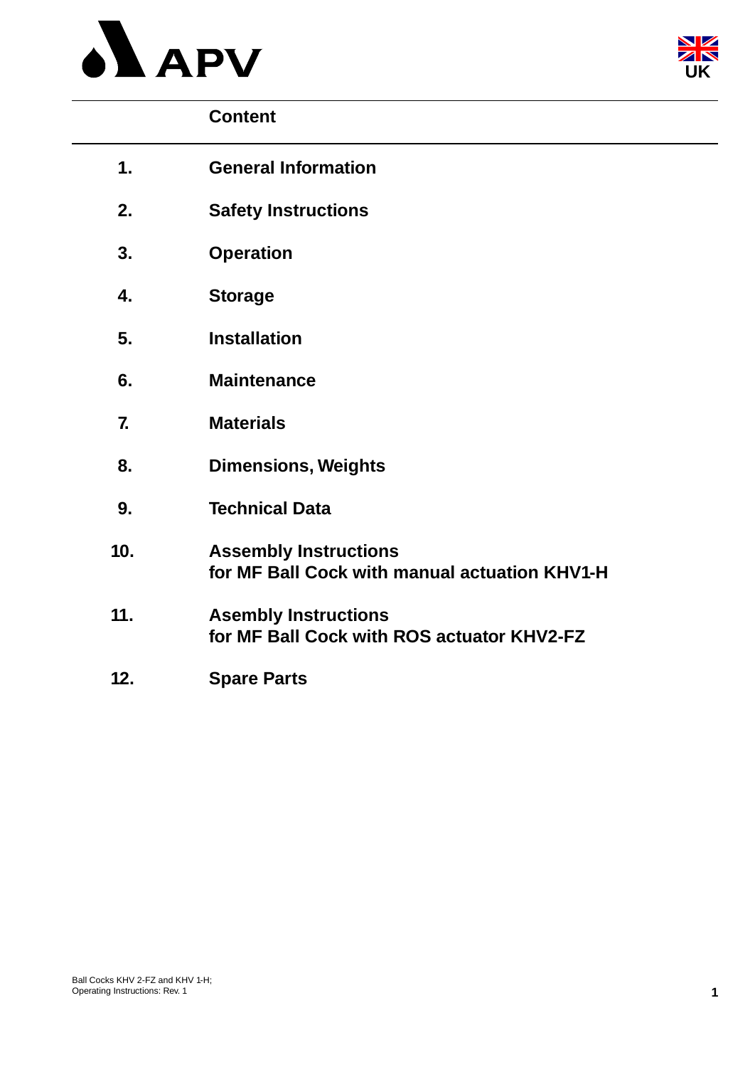APV

UK

## Content

1. **General Information**
2. **Safety Instructions**
3. **Operation**
4. **Storage**
5. **Installation**
6. **Maintenance**
7. **Materials**
8. **Dimensions, Weights**
9. **Technical Data**
10. **Assembly Instructions for MF Ball Cock with manual actuation KHV1-H**
11. **Asembly Instructions for MF Ball Cock with ROS actuator KHV2-FZ**
12. **Spare Parts**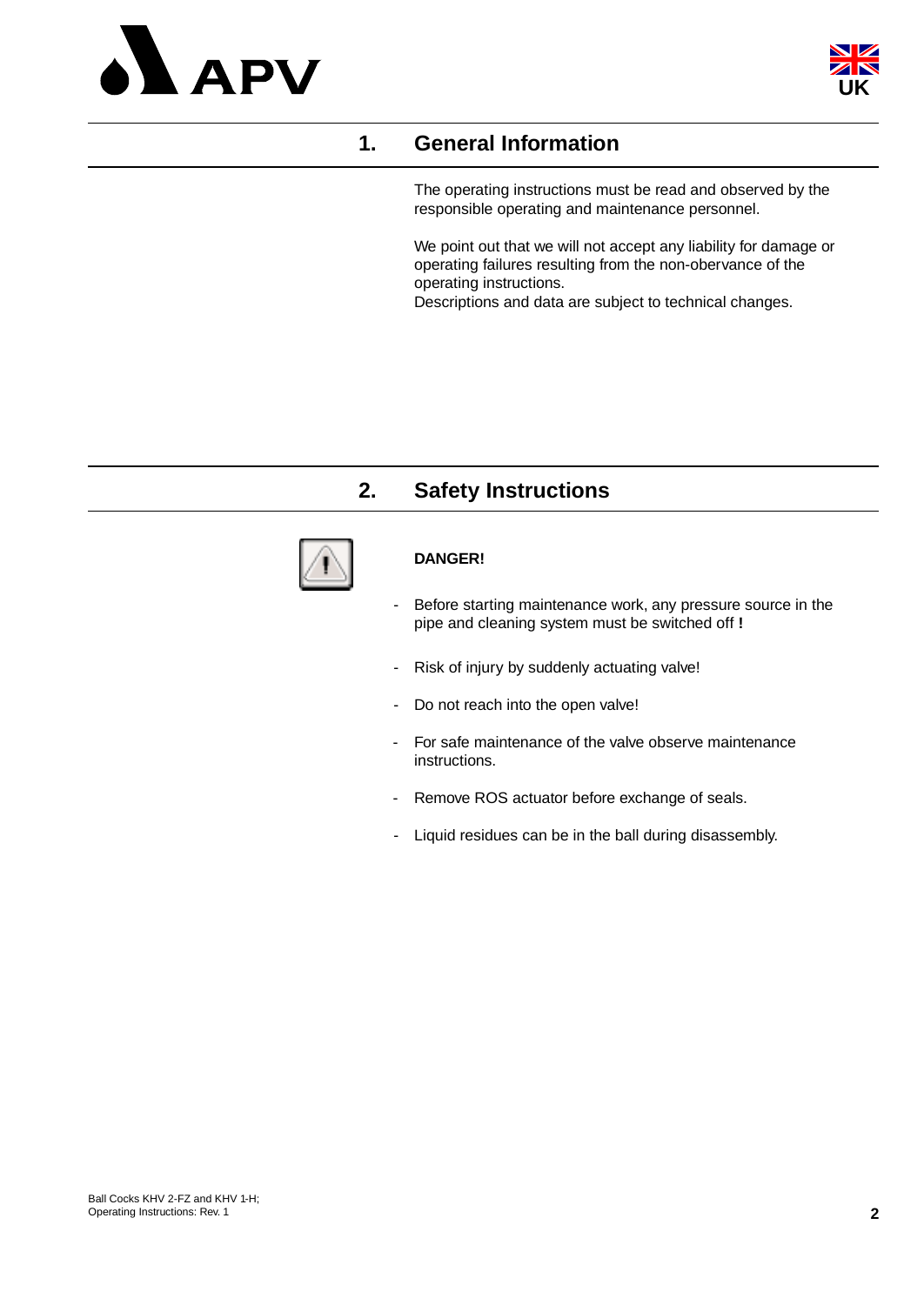## 1. General Information

The operating instructions must be read and observed by the responsible operating and maintenance personnel.

We point out that we will not accept any liability for damage or operating failures resulting from the non-obervance of the operating instructions.
Descriptions and data are subject to technical changes.

## 2. Safety Instructions

**DANGER!**

- Before starting maintenance work, any pressure source in the pipe and cleaning system must be switched off **!**
- Risk of injury by suddenly actuating valve!
- Do not reach into the open valve!
- For safe maintenance of the valve observe maintenance instructions.
- Remove ROS actuator before exchange of seals.
- Liquid residues can be in the ball during disassembly.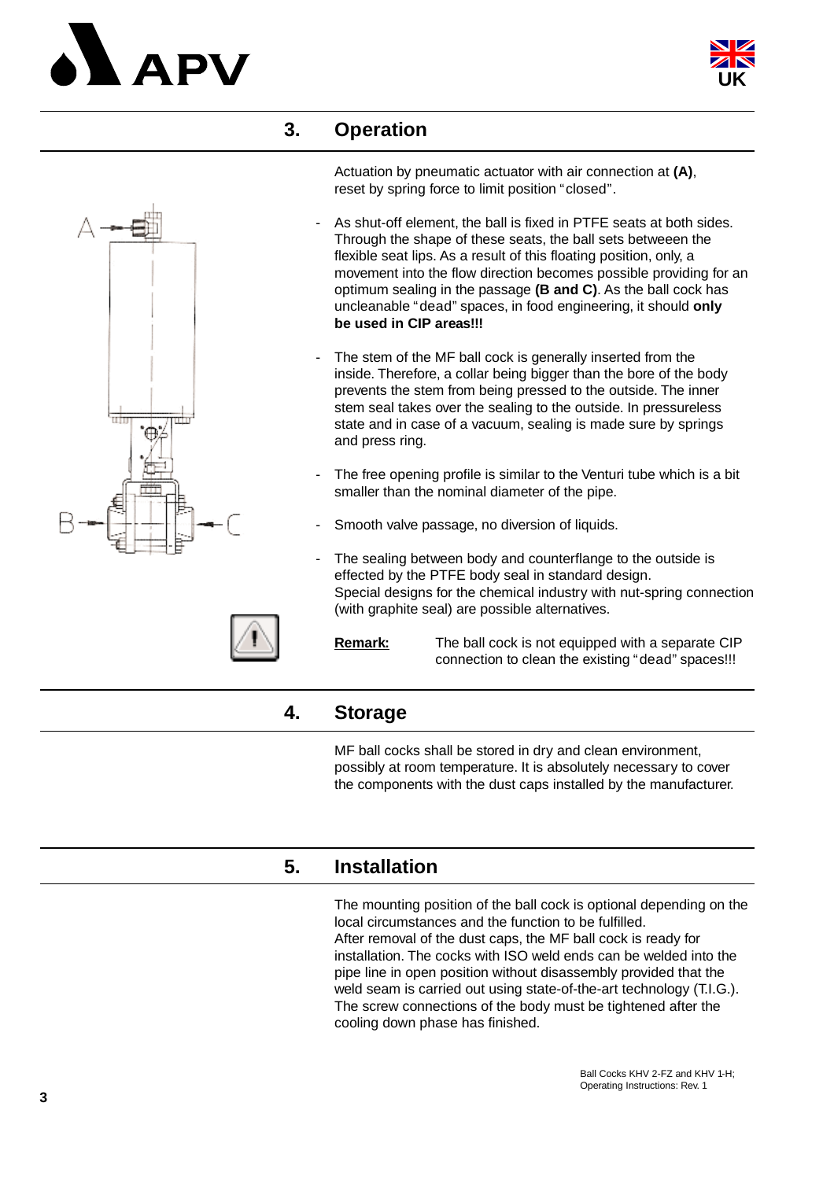## 3. Operation

Actuation by pneumatic actuator with air connection at **(A)**, reset by spring force to limit position "closed".

- As shut-off element, the ball is fixed in PTFE seats at both sides. Through the shape of these seats, the ball sets betweeen the flexible seat lips. As a result of this floating position, only, a movement into the flow direction becomes possible providing for an optimum sealing in the passage **(B and C)**. As the ball cock has uncleanable "dead" spaces, in food engineering, it should **only be used in CIP areas!!!**

- The stem of the MF ball cock is generally inserted from the inside. Therefore, a collar being bigger than the bore of the body prevents the stem from being pressed to the outside. The inner stem seal takes over the sealing to the outside. In pressureless state and in case of a vacuum, sealing is made sure by springs and press ring.

- The free opening profile is similar to the Venturi tube which is a bit smaller than the nominal diameter of the pipe.

- Smooth valve passage, no diversion of liquids.

- The sealing between body and counterflange to the outside is effected by the PTFE body seal in standard design.
  Special designs for the chemical industry with nut-spring connection (with graphite seal) are possible alternatives.

**Remark:** The ball cock is not equipped with a separate CIP connection to clean the existing "dead" spaces!!!

## 4. Storage

MF ball cocks shall be stored in dry and clean environment, possibly at room temperature. It is absolutely necessary to cover the components with the dust caps installed by the manufacturer.

## 5. Installation

The mounting position of the ball cock is optional depending on the local circumstances and the function to be fulfilled.
After removal of the dust caps, the MF ball cock is ready for installation. The cocks with ISO weld ends can be welded into the pipe line in open position without disassembly provided that the weld seam is carried out using state-of-the-art technology (T.I.G.).
The screw connections of the body must be tightened after the cooling down phase has finished.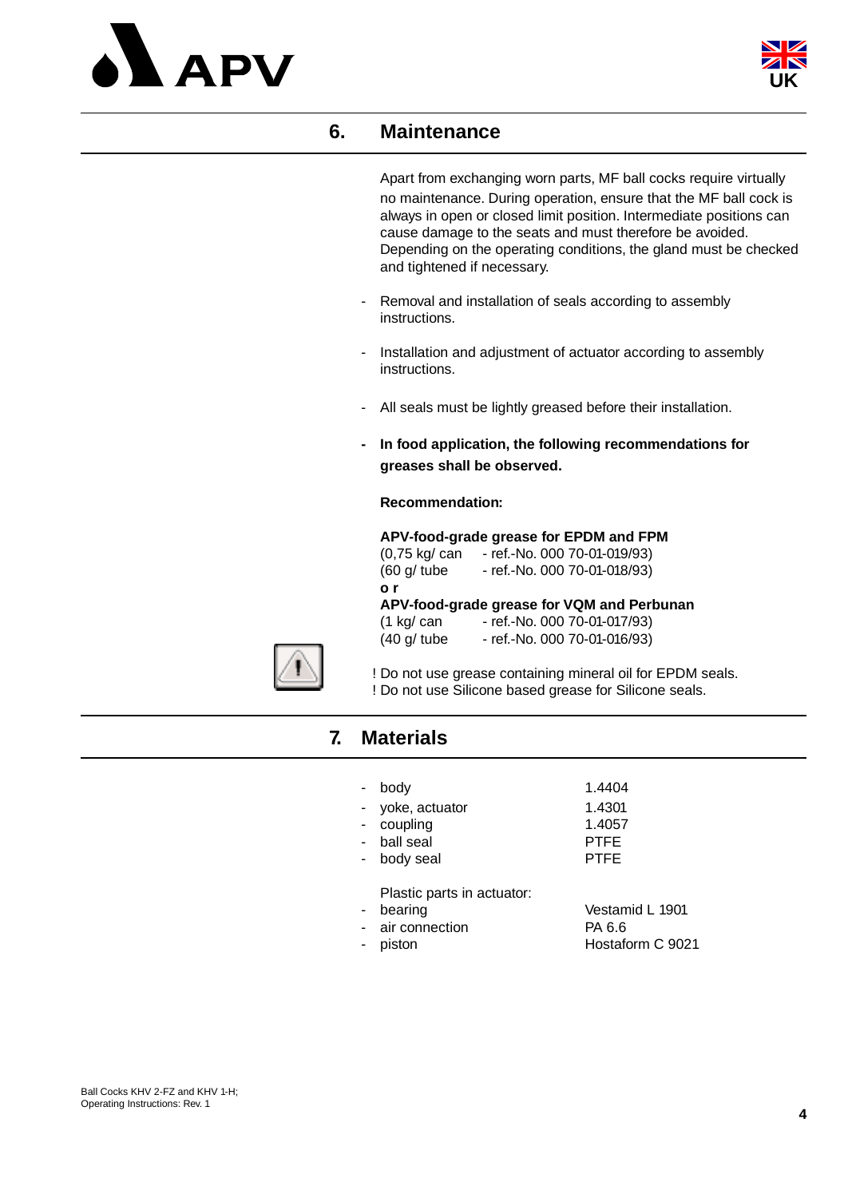## 6. Maintenance

Apart from exchanging worn parts, MF ball cocks require virtually no maintenance. During operation, ensure that the MF ball cock is always in open or closed limit position. Intermediate positions can cause damage to the seats and must therefore be avoided. Depending on the operating conditions, the gland must be checked and tightened if necessary.

- Removal and installation of seals according to assembly instructions.
- Installation and adjustment of actuator according to assembly instructions.
- All seals must be lightly greased before their installation.
- **In food application, the following recommendations for greases shall be observed.**

**Recommendation:**

**APV-food-grade grease for EPDM and FPM**
(0,75 kg/ can - ref.-No. 000 70-01-019/93)
(60 g/ tube - ref.-No. 000 70-01-018/93)
**o r**
**APV-food-grade grease for VQM and Perbunan**
(1 kg/ can - ref.-No. 000 70-01-017/93)
(40 g/ tube - ref.-No. 000 70-01-016/93)

! Do not use grease containing mineral oil for EPDM seals.
! Do not use Silicone based grease for Silicone seals.

## 7. Materials

| | |
|---|---|
| - body | 1.4404 |
| - yoke, actuator | 1.4301 |
| - coupling | 1.4057 |
| - ball seal | PTFE |
| - body seal | PTFE |

Plastic parts in actuator:

| | |
|---|---|
| - bearing | Vestamid L 1901 |
| - air connection | PA 6.6 |
| - piston | Hostaform C 9021 |

Ball Cocks KHV 2-FZ and KHV 1-H;
Operating Instructions: Rev. 1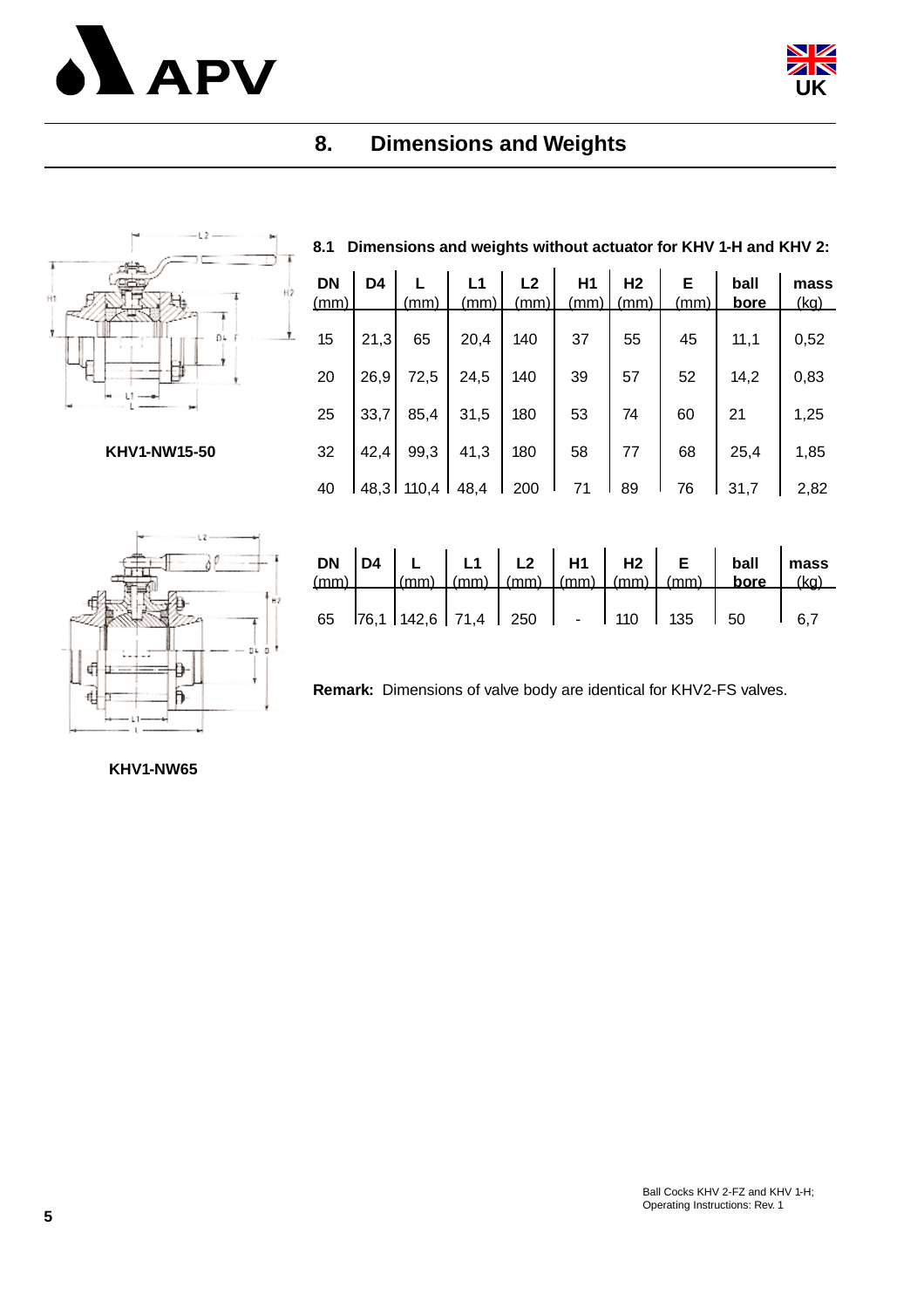## 8. Dimensions and Weights

### 8.1 Dimensions and weights without actuator for KHV 1-H and KHV 2:

KHV1-NW15-50

| DN (mm) | D4 | L (mm) | L1 (mm) | L2 (mm) | H1 (mm) | H2 (mm) | E (mm) | ball bore | mass (kg) |
|---|---|---|---|---|---|---|---|---|---|
| 15 | 21,3 | 65 | 20,4 | 140 | 37 | 55 | 45 | 11,1 | 0,52 |
| 20 | 26,9 | 72,5 | 24,5 | 140 | 39 | 57 | 52 | 14,2 | 0,83 |
| 25 | 33,7 | 85,4 | 31,5 | 180 | 53 | 74 | 60 | 21 | 1,25 |
| 32 | 42,4 | 99,3 | 41,3 | 180 | 58 | 77 | 68 | 25,4 | 1,85 |
| 40 | 48,3 | 110,4 | 48,4 | 200 | 71 | 89 | 76 | 31,7 | 2,82 |

KHV1-NW65

| DN (mm) | D4 | L (mm) | L1 (mm) | L2 (mm) | H1 (mm) | H2 (mm) | E (mm) | ball bore | mass (kg) |
|---|---|---|---|---|---|---|---|---|---|
| 65 | 76,1 | 142,6 | 71,4 | 250 | - | 110 | 135 | 50 | 6,7 |

**Remark:** Dimensions of valve body are identical for KHV2-FS valves.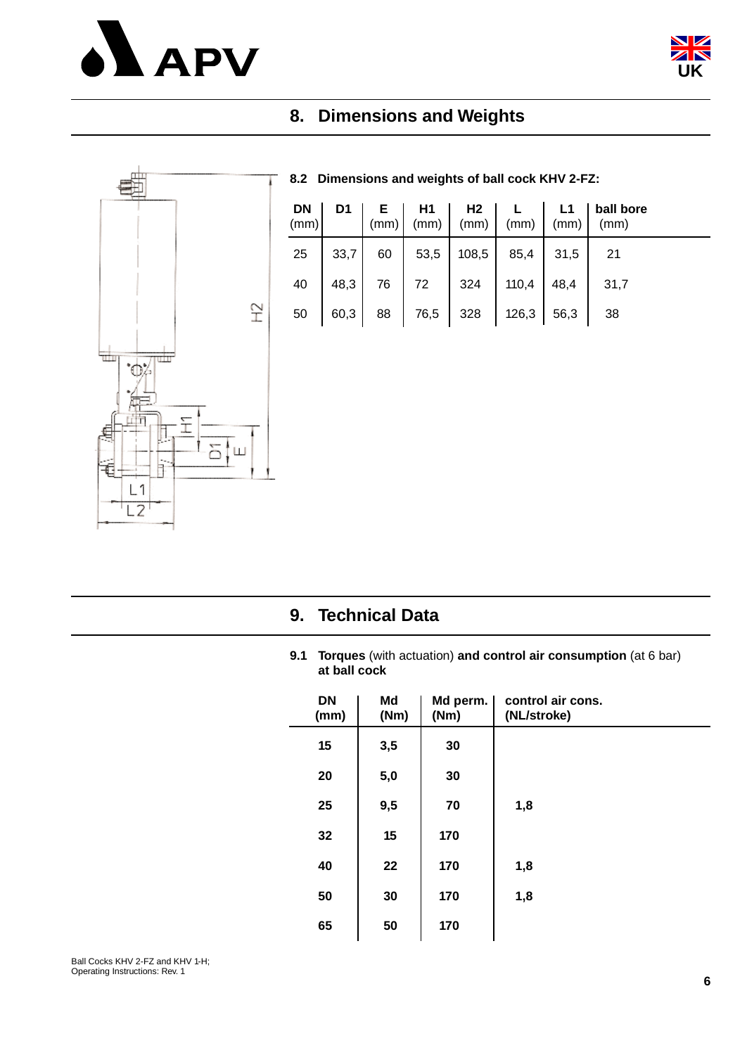## 8. Dimensions and Weights

### 8.2 Dimensions and weights of ball cock KHV 2-FZ:

| DN (mm) | D1 | E (mm) | H1 (mm) | H2 (mm) | L (mm) | L1 (mm) | ball bore (mm) |
|---|---|---|---|---|---|---|---|
| 25 | 33,7 | 60 | 53,5 | 108,5 | 85,4 | 31,5 | 21 |
| 40 | 48,3 | 76 | 72 | 324 | 110,4 | 48,4 | 31,7 |
| 50 | 60,3 | 88 | 76,5 | 328 | 126,3 | 56,3 | 38 |

## 9. Technical Data

### 9.1 **Torques** (with actuation) **and control air consumption** (at 6 bar) **at ball cock**

| DN (mm) | Md (Nm) | Md perm. (Nm) | control air cons. (NL/stroke) |
|---|---|---|---|
| 15 | 3,5 | 30 | |
| 20 | 5,0 | 30 | |
| 25 | 9,5 | 70 | 1,8 |
| 32 | 15 | 170 | |
| 40 | 22 | 170 | 1,8 |
| 50 | 30 | 170 | 1,8 |
| 65 | 50 | 170 | |

Ball Cocks KHV 2-FZ and KHV 1-H;
Operating Instructions: Rev. 1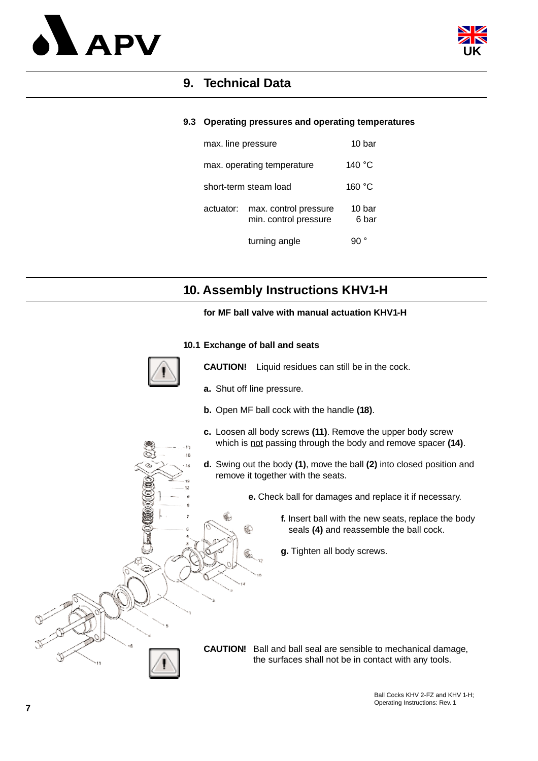# 9. Technical Data

### 9.3 Operating pressures and operating temperatures

| | | |
|---|---|---|
| max. line pressure | | 10 bar |
| max. operating temperature | | 140 °C |
| short-term steam load | | 160 °C |
| actuator: | max. control pressure | 10 bar |
| | min. control pressure | 6 bar |
| | turning angle | 90 ° |

# 10. Assembly Instructions KHV1-H

**for MF ball valve with manual actuation KHV1-H**

### 10.1 Exchange of ball and seats

**CAUTION!** Liquid residues can still be in the cock.

**a.** Shut off line pressure.

**b.** Open MF ball cock with the handle **(18)**.

**c.** Loosen all body screws **(11)**. Remove the upper body screw which is not passing through the body and remove spacer **(14)**.

**d.** Swing out the body **(1)**, move the ball **(2)** into closed position and remove it together with the seats.

**e.** Check ball for damages and replace it if necessary.

**f.** Insert ball with the new seats, replace the body seals **(4)** and reassemble the ball cock.

**g.** Tighten all body screws.

**CAUTION!** Ball and ball seal are sensible to mechanical damage, the surfaces shall not be in contact with any tools.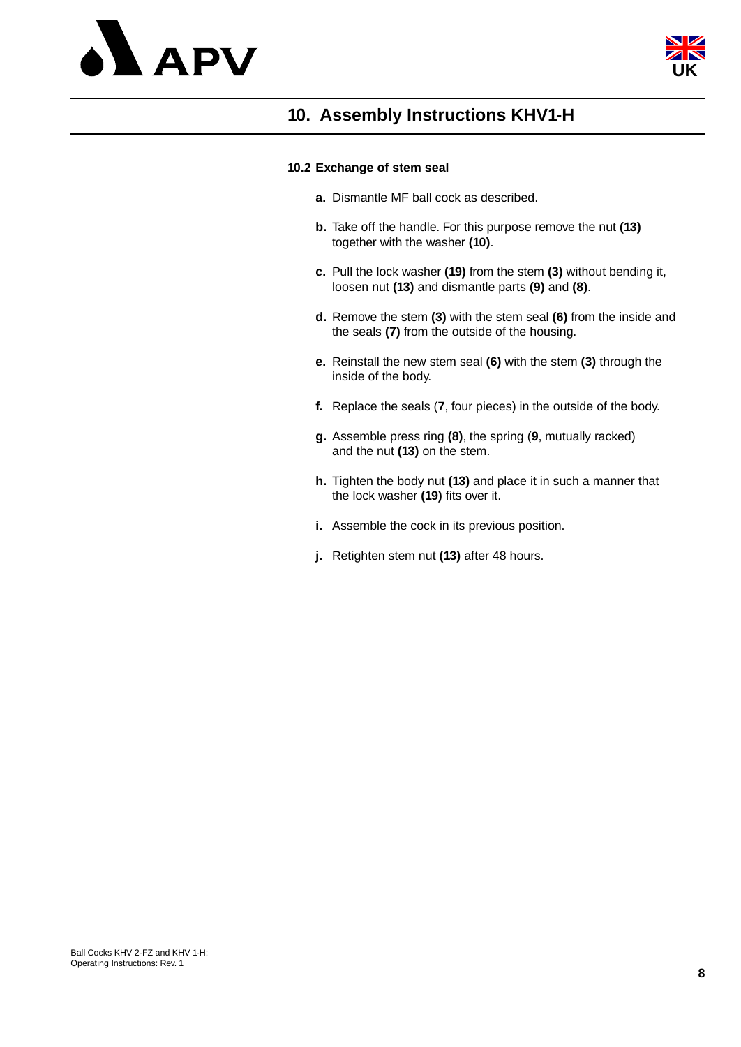# 10. Assembly Instructions KHV1-H

## 10.2 Exchange of stem seal

**a.** Dismantle MF ball cock as described.

**b.** Take off the handle. For this purpose remove the nut **(13)** together with the washer **(10)**.

**c.** Pull the lock washer **(19)** from the stem **(3)** without bending it, loosen nut **(13)** and dismantle parts **(9)** and **(8)**.

**d.** Remove the stem **(3)** with the stem seal **(6)** from the inside and the seals **(7)** from the outside of the housing.

**e.** Reinstall the new stem seal **(6)** with the stem **(3)** through the inside of the body.

**f.** Replace the seals (**7**, four pieces) in the outside of the body.

**g.** Assemble press ring **(8)**, the spring (**9**, mutually racked) and the nut **(13)** on the stem.

**h.** Tighten the body nut **(13)** and place it in such a manner that the lock washer **(19)** fits over it.

**i.** Assemble the cock in its previous position.

**j.** Retighten stem nut **(13)** after 48 hours.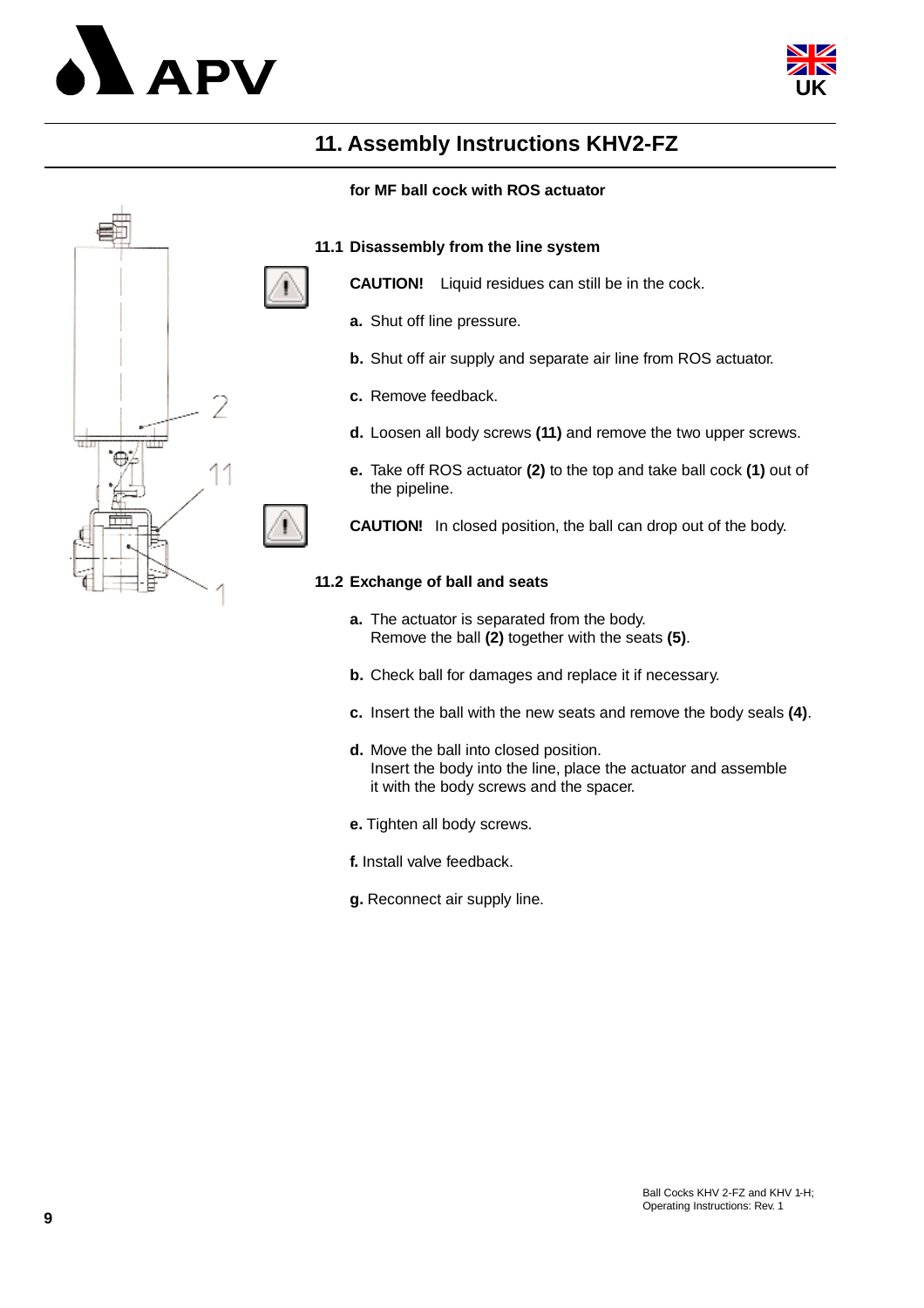# 11. Assembly Instructions KHV2-FZ

**for MF ball cock with ROS actuator**

## 11.1 Disassembly from the line system

**CAUTION!** Liquid residues can still be in the cock.

**a.** Shut off line pressure.

**b.** Shut off air supply and separate air line from ROS actuator.

**c.** Remove feedback.

**d.** Loosen all body screws **(11)** and remove the two upper screws.

**e.** Take off ROS actuator **(2)** to the top and take ball cock **(1)** out of the pipeline.

**CAUTION!** In closed position, the ball can drop out of the body.

## 11.2 Exchange of ball and seats

**a.** The actuator is separated from the body.
Remove the ball **(2)** together with the seats **(5)**.

**b.** Check ball for damages and replace it if necessary.

**c.** Insert the ball with the new seats and remove the body seals **(4)**.

**d.** Move the ball into closed position.
Insert the body into the line, place the actuator and assemble it with the body screws and the spacer.

**e.** Tighten all body screws.

**f.** Install valve feedback.

**g.** Reconnect air supply line.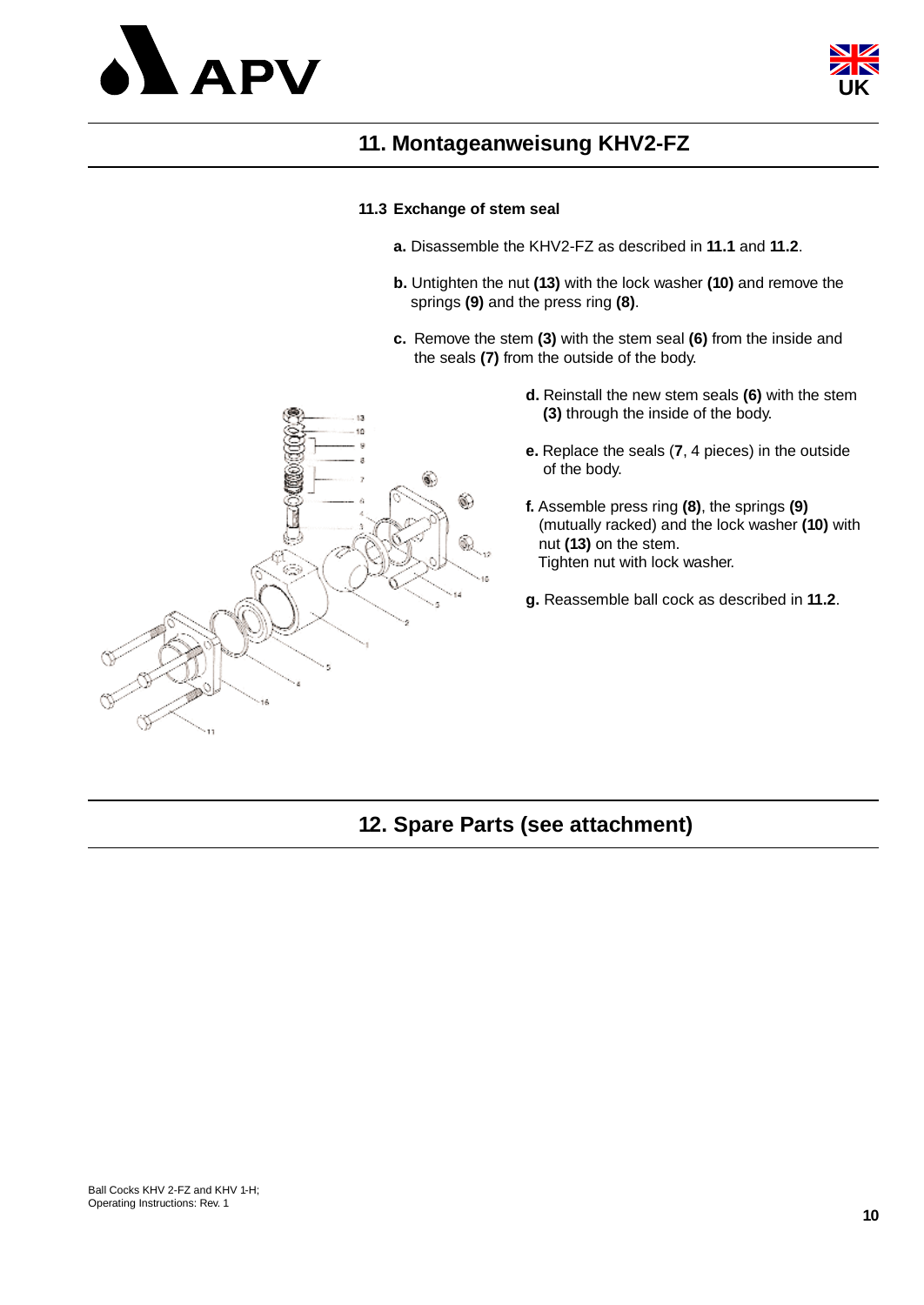## 11. Montageanweisung KHV2-FZ

### 11.3 Exchange of stem seal

**a.** Disassemble the KHV2-FZ as described in **11.1** and **11.2**.

**b.** Untighten the nut **(13)** with the lock washer **(10)** and remove the springs **(9)** and the press ring **(8)**.

**c.** Remove the stem **(3)** with the stem seal **(6)** from the inside and the seals **(7)** from the outside of the body.

**d.** Reinstall the new stem seals **(6)** with the stem **(3)** through the inside of the body.

**e.** Replace the seals (**7**, 4 pieces) in the outside of the body.

**f.** Assemble press ring **(8)**, the springs **(9)** (mutually racked) and the lock washer **(10)** with nut **(13)** on the stem.
Tighten nut with lock washer.

**g.** Reassemble ball cock as described in **11.2**.

## 12. Spare Parts (see attachment)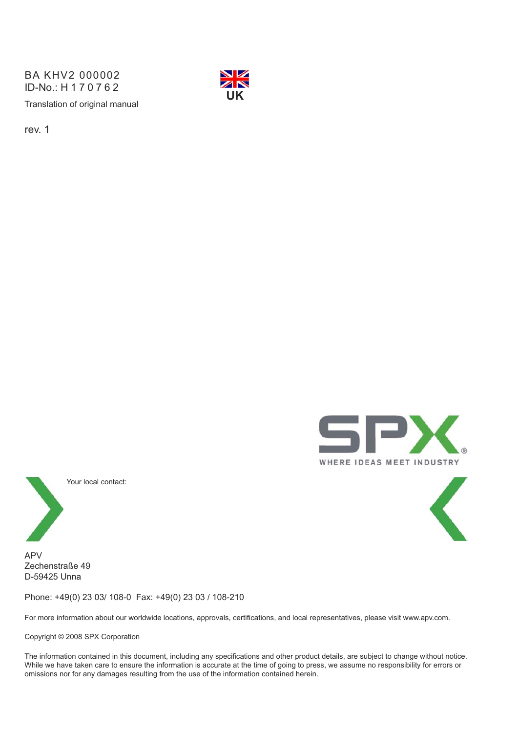BA KHV2 000002
ID-No.: H 1 7 0 7 6 2

UK

Translation of original manual

rev. 1

SPX

WHERE IDEAS MEET INDUSTRY

Your local contact:

APV
Zechenstraße 49
D-59425 Unna

Phone: +49(0) 23 03/ 108-0 Fax: +49(0) 23 03 / 108-210

For more information about our worldwide locations, approvals, certifications, and local representatives, please visit www.apv.com.

Copyright © 2008 SPX Corporation

The information contained in this document, including any specifications and other product details, are subject to change without notice. While we have taken care to ensure the information is accurate at the time of going to press, we assume no responsibility for errors or omissions nor for any damages resulting from the use of the information contained herein.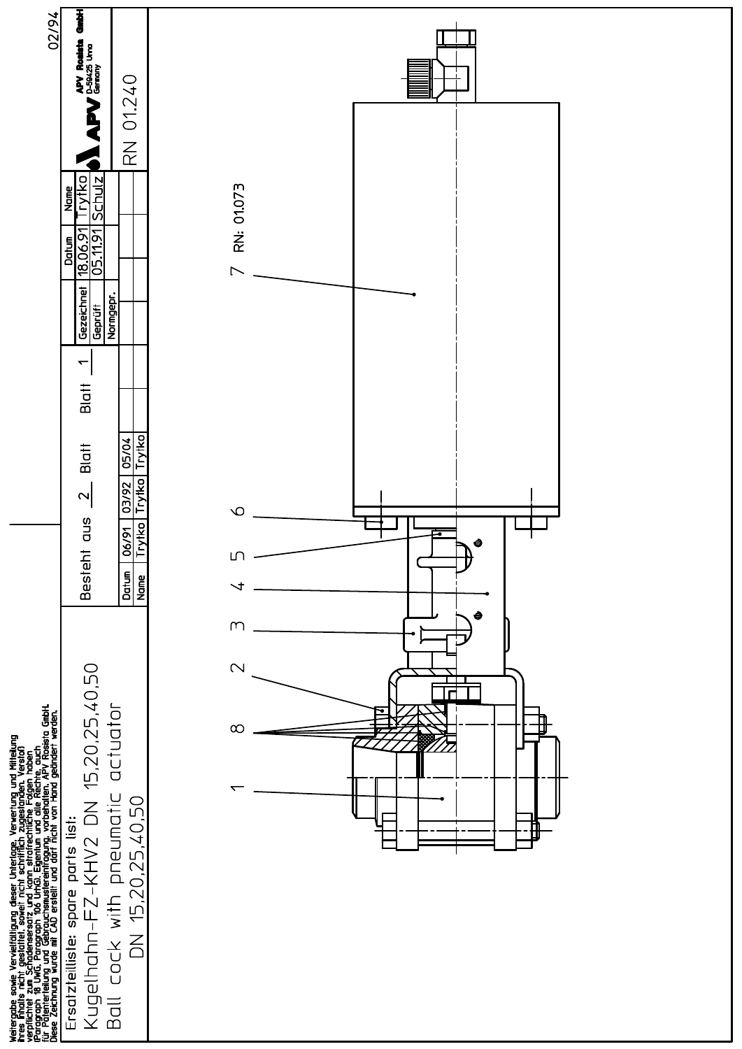Weitergabe sowie Vervielfältigung dieser Unterlage, Verwertung und Mitteilung ihres Inhalts nicht gestattet, soweit nicht schriftlich zugestanden. Verstoß verpflichtet zum Schadenersatz und kann strafrechtliche Folgen haben (Paragraph 18 UWG, Paragraph 106 UrhG). Eigentum und alle Rechte, auch für Patenterteilung und Gebrauchsmustereintragung, vorbehalten. APV Rosista GmbH. Diese Zeichnung wurde mit CAD erstellt und darf nicht von Hand geändert werden.

# Ersatzteilliste: spare parts list:

## Kugelhahn-FZ-KHV2 DN 15,20,25,40,50

## Ball cock with pneumatic actuator DN 15,20,25,40,50

Besteht aus 2 Blatt, Blatt 1

| Datum | 06/91 | 03/92 | 05/04 |
|---|---|---|---|
| Name | Trytko | Trytko | Trytko |

| | Datum | Name |
|---|---|---|
| Gezeichnet | 18.06.91 | Trytko |
| Geprüft | 05.11.91 | Schulz |
| Normgepr. | | |

APV Rosista GmbH, D-59425 Unna, Germany

RN 01.240

02/94

1, 2, 3, 4, 5, 6, 7 RN: 01.073, 8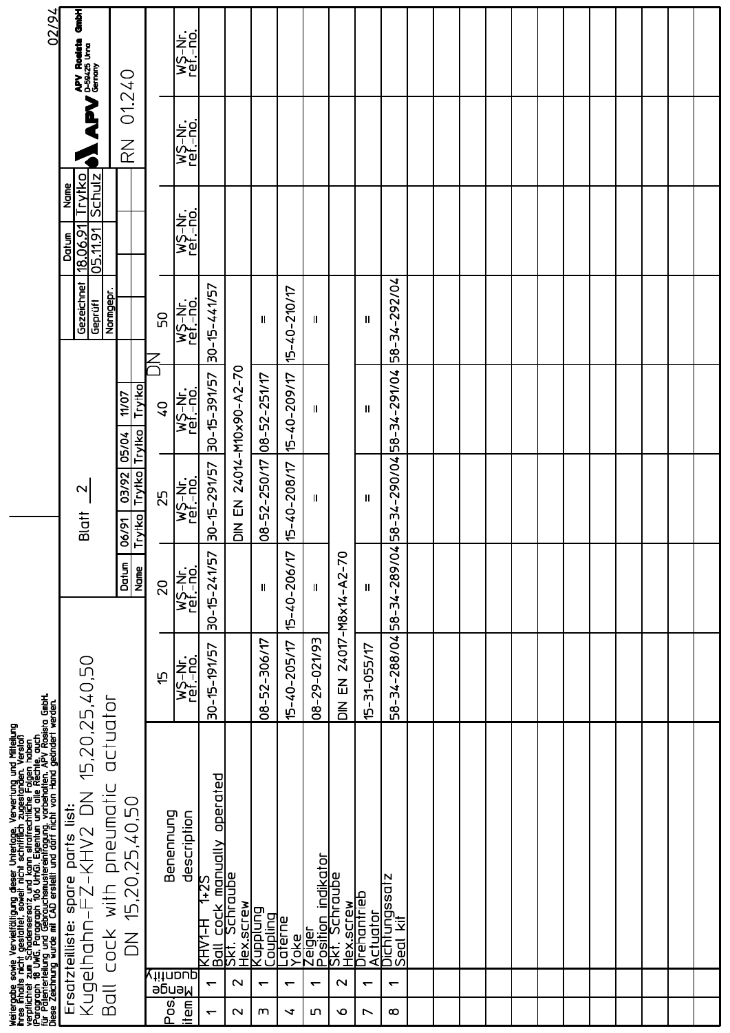Weitergabe sowie Vervielfältigung dieser Unterlage, Verwertung und Mitteilung ihres Inhalts nicht gestattet, soweit nicht schriftlich zugestanden. Verstoß verpflichtet zum Schadenersatz und kann strafrechtliche Folgen haben (Paragraph 18 UWG, Paragraph 106 UrhG). Eigentum und alle Rechte, auch für Patenterteilung und Gebrauchsmustereintragung, vorbehalten. APV Rosista GmbH. Diese Zeichnung wurde mit CAD erstellt und darf nicht von Hand geändert werden.

02/94

# Ersatzteilliste: spare parts list:

## Kugelhahn-FZ-KHV2 DN 15,20,25,40,50

## Ball cock with pneumatic actuator

## DN 15,20,25,40,50

Blatt 2

| Datum | 06/91 | 03/92 | 05/04 | 11/07 |
|---|---|---|---|---|
| Name | Trytko | Trytko | Trytko | Trytko |

| | Datum | Name |
|---|---|---|
| Gezeichnet | 18.06.91 | Trytko |
| Geprüft | 05.11.91 | Schulz |
| Normgepr. | | |

APV Rosista GmbH D-59425 Unna Germany

RN 01.240

| Pos. item | Menge quantity | Benennung description | DN 15 WS-Nr. ref.-no. | DN 20 WS-Nr. ref.-no. | DN 25 WS-Nr. ref.-no. | DN 40 WS-Nr. ref.-no. | DN 50 WS-Nr. ref.-no. | WS-Nr. ref.-no. | WS-Nr. ref.-no. | WS-Nr. ref.-no. |
|---|---|---|---|---|---|---|---|---|---|---|
| 1 | 1 | KHV1-H 1+2S<br>Ball cock manually operated | 30-15-191/57 | 30-15-241/57 | 30-15-291/57 | 30-15-391/57 | 30-15-441/57 | | | |
| 2 | 2 | Skt. Schraube<br>Hex.screw | | | DIN EN 24014-M10x90-A2-70 | | | | | |
| 3 | 1 | Kupplung<br>Coupling | 08-52-306/17 | = | 08-52-250/17 | 08-52-251/17 | = | | | |
| 4 | 1 | Laterne<br>Yoke | 15-40-205/17 | 15-40-206/17 | 15-40-208/17 | 15-40-209/17 | 15-40-210/17 | | | |
| 5 | 1 | Zeiger<br>Position indikator | 08-29-021/93 | = | = | = | = | | | |
| 6 | 2 | Skt. Schraube<br>Hex.screw | DIN EN 24017-M8x14-A2-70 | | | | | | | |
| 7 | 1 | Drehantrieb<br>Actuator | 15-31-055/17 | = | = | = | = | | | |
| 8 | 1 | Dichtungssatz<br>Seal kit | 58-34-288/04 | 58-34-289/04 | 58-34-290/04 | 58-34-291/04 | 58-34-292/04 | | | |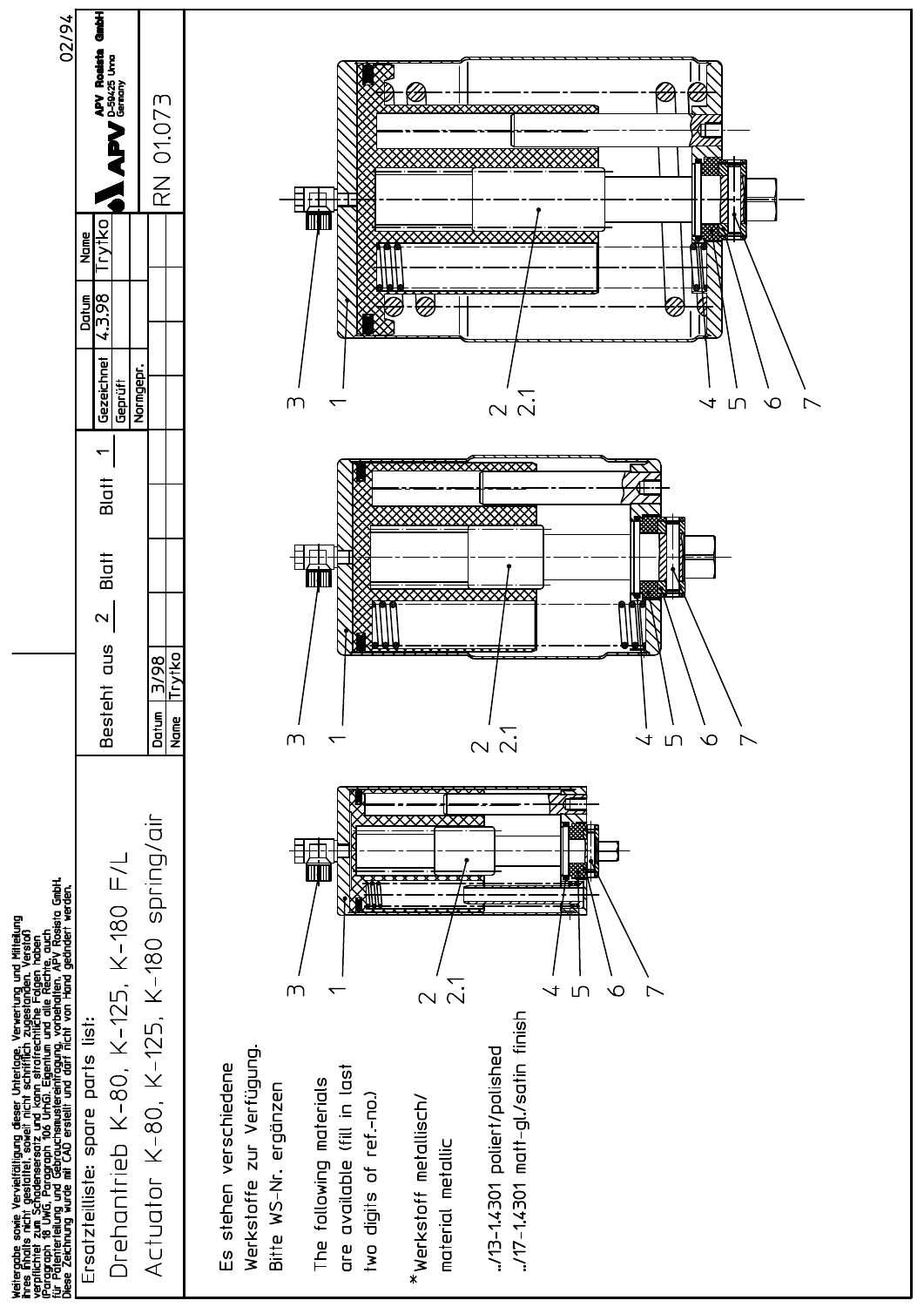Weitergabe sowie Vervielfältigung dieser Unterlage, Verwertung und Mitteilung ihres Inhalts nicht gestattet, soweit nicht schriftlich zugestanden. Verstoß verpflichten zum Schadenersatz und kann strafrechtliche Folgen haben (Paragraph 18 UWG, Paragraph 106 UrhG). Eigentum und alle Rechte, auch für Patenterteilung und Gebrauchsmustereintragung, vorbehalten. APV Rosista GmbH. Diese Zeichnung wurde mit CAD erstellt und darf nicht von Hand geändert werden.

# Ersatzteilliste: spare parts list:

## Drehantrieb K-80, K-125, K-180 F/L

## Actuator K-80, K-125, K-180 spring/air

| Besteht aus | 2 | Blatt | Blatt | 1 |
|---|---|---|---|---|

| | Datum | Name |
|---|---|---|
| Gezeichnet | 4.3.98 | Trytko |
| Geprüft | | |
| Normgepr. | | |

| Datum | 3/98 |
|---|---|
| Name | Trytko |

APV Rosista GmbH, D-59425 Unna, Germany

RN 01.073

02/94

Es stehen verschiedene Werkstoffe zur Verfügung. Bitte WS-Nr. ergänzen

The following materials are available (fill in last two digits of ref.-no.)

*Werkstoff metallisch/ material metallic

../13-1.4301 poliert/polished

../17-1.4301 matt-gl./satin finish

Positions: 3, 1, 2, 2.1, 4, 5, 6, 7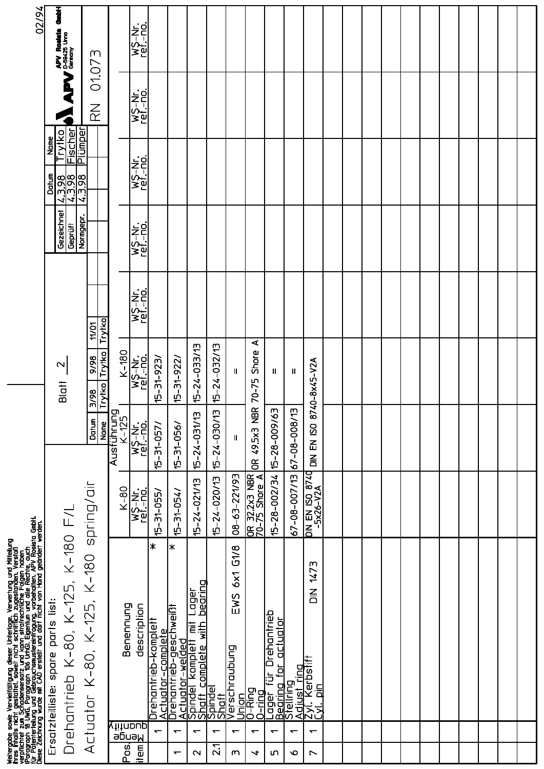Weitergabe sowie Vervielfältigung dieser Unterlage, Verwertung und Mitteilung ihres Inhalts nicht gestattet, soweit nicht schriftlich zugestanden. Verstoß verpflichtet zu Schadenersatz und kann strafrechtliche Folgen haben (Paragraph 18 UWG, Paragraph 106 UrhG). Eigentum und alle Rechte, auch für Patenterteilung und Gebrauchsmustereintragung, vorbehalten. APV Rosista GmbH. Diese Zeichnung wurde mit CAD erstellt und darf nicht von Hand geändert werden.

# Ersatzteilliste: spare parts list:

## Drehantrieb K-80, K-125, K-180 F/L

## Actuator K-80, K-125, K-180 spring/air

Blatt 2

| Datum | 3/98 | 9/98 | 11/01 |
|---|---|---|---|
| Name | Trytko | Trytko | Trytko |

| | Datum | Name |
|---|---|---|
| Gezeichnet | 4.3.98 | Trytko |
| Geprüft | 4.3.98 | Fischer |
| Normgepr. | 4.3.98 | Plümper |

APV Rosista GmbH D-59425 Unna Germany

RN 01.073

| Pos. item | Menge quantity | Benennung description | Ausführung K-80 WS-Nr. ref.-no. | K-125 WS-Nr. ref.-no. | K-180 WS-Nr. ref.-no. | WS-Nr. ref.-no. | WS-Nr. ref.-no. | WS-Nr. ref.-no. | WS-Nr. ref.-no. | WS-Nr. ref.-no. |
|---|---|---|---|---|---|---|---|---|---|---|
| | 1 | Drehantrieb-komplett Actuator-complete * | 15-31-055/ | 15-31-057/ | 15-31-923/ | | | | | |
| 1 | 1 | Drehantrieb-geschweißt Actuator-welded * | 15-31-054/ | 15-31-056/ | 15-31-922/ | | | | | |
| 2 | 1 | Spindel komplett mit Lager Shaft complete with bearing | 15-24-021/13 | 15-24-031/13 | 15-24-033/13 | | | | | |
| 2.1 | 1 | Spindel Shaft | 15-24-020/13 | 15-24-030/13 | 15-24-032/13 | | | | | |
| 3 | 1 | Verschraubung Union EWS 6x1 G1/8 | 08-63-221/93 | = | = | | | | | |
| 4 | 1 | O-Ring O-ring | OR 32.2x3 NBR 70-75 Shore A | OR 49.5x3 NBR 70-75 Shore A | | | | | | |
| 5 | 1 | Lager für Drehantrieb Bearing for actuator | 15-28-002/34 | 15-28-009/63 | = | | | | | |
| 6 | 1 | Stellring Adjust ring | 67-08-007/13 | 67-08-008/13 | = | | | | | |
| 7 | 1 | Zyl. Kerbstift Cyl. pin DIN 1473 | DIN EN ISO 8740 -5x26-V2A | DIN EN ISO 8740-8x45-V2A | | | | | | |

02/94